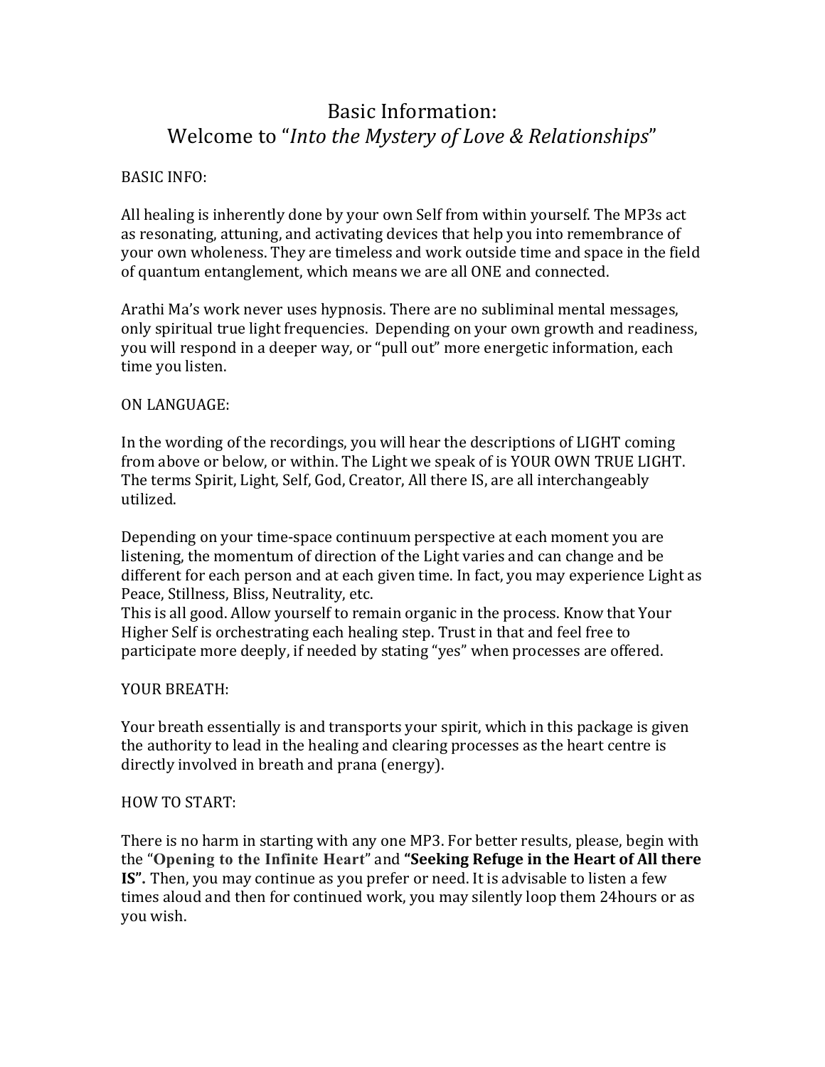# Basic Information:
# Welcome to "*Into the Mystery of Love & Relationships*"

BASIC INFO:

All healing is inherently done by your own Self from within yourself. The MP3s act as resonating, attuning, and activating devices that help you into remembrance of your own wholeness. They are timeless and work outside time and space in the field of quantum entanglement, which means we are all ONE and connected.

Arathi Ma's work never uses hypnosis. There are no subliminal mental messages, only spiritual true light frequencies. Depending on your own growth and readiness, you will respond in a deeper way, or "pull out" more energetic information, each time you listen.

ON LANGUAGE:

In the wording of the recordings, you will hear the descriptions of LIGHT coming from above or below, or within. The Light we speak of is YOUR OWN TRUE LIGHT. The terms Spirit, Light, Self, God, Creator, All there IS, are all interchangeably utilized.

Depending on your time-space continuum perspective at each moment you are listening, the momentum of direction of the Light varies and can change and be different for each person and at each given time. In fact, you may experience Light as Peace, Stillness, Bliss, Neutrality, etc.
This is all good. Allow yourself to remain organic in the process. Know that Your Higher Self is orchestrating each healing step. Trust in that and feel free to participate more deeply, if needed by stating "yes" when processes are offered.

YOUR BREATH:

Your breath essentially is and transports your spirit, which in this package is given the authority to lead in the healing and clearing processes as the heart centre is directly involved in breath and prana (energy).

HOW TO START:

There is no harm in starting with any one MP3. For better results, please, begin with the "**Opening to the Infinite Heart**" and **"Seeking Refuge in the Heart of All there IS".** Then, you may continue as you prefer or need. It is advisable to listen a few times aloud and then for continued work, you may silently loop them 24hours or as you wish.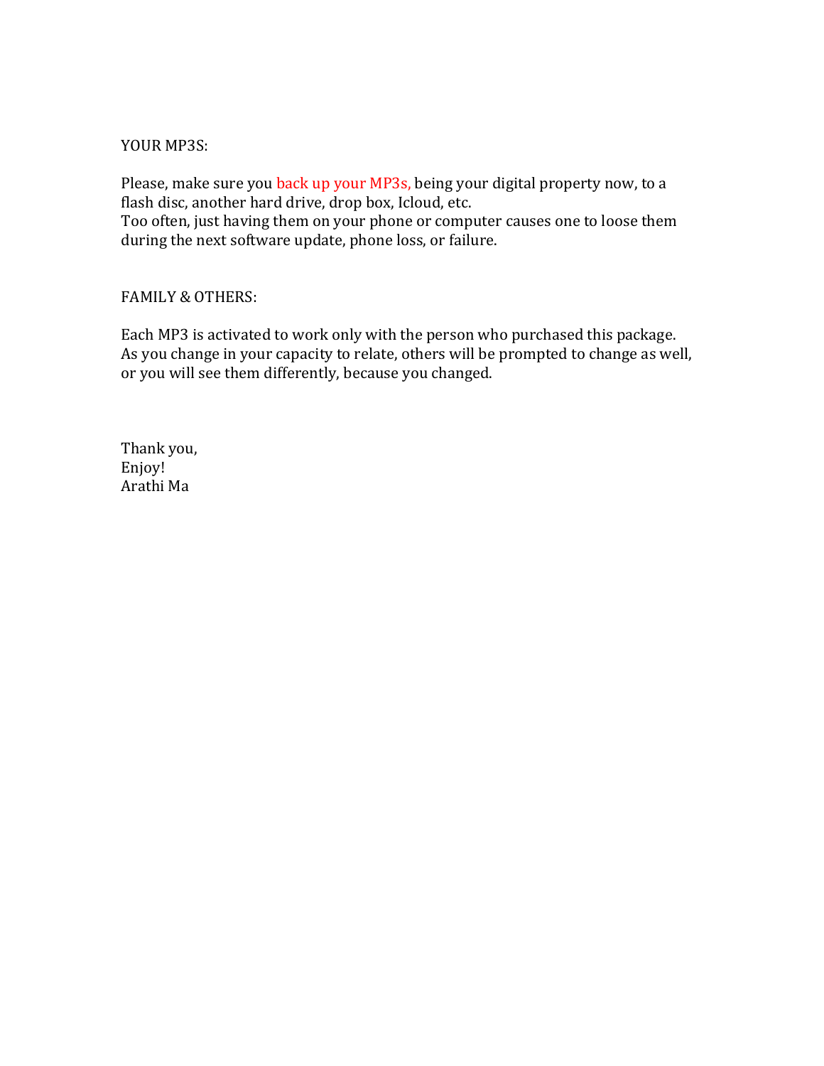YOUR MP3S:

Please, make sure you back up your MP3s, being your digital property now, to a flash disc, another hard drive, drop box, Icloud, etc.
Too often, just having them on your phone or computer causes one to loose them during the next software update, phone loss, or failure.

FAMILY & OTHERS:

Each MP3 is activated to work only with the person who purchased this package.
As you change in your capacity to relate, others will be prompted to change as well, or you will see them differently, because you changed.

Thank you,
Enjoy!
Arathi Ma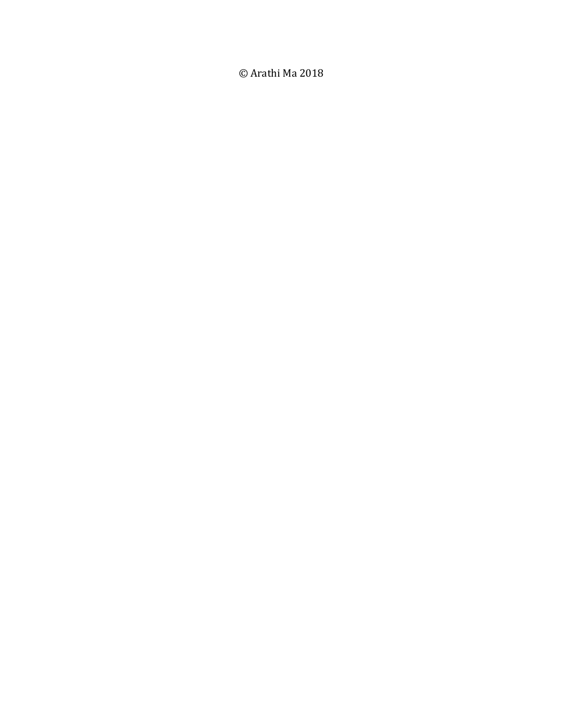© Arathi Ma 2018